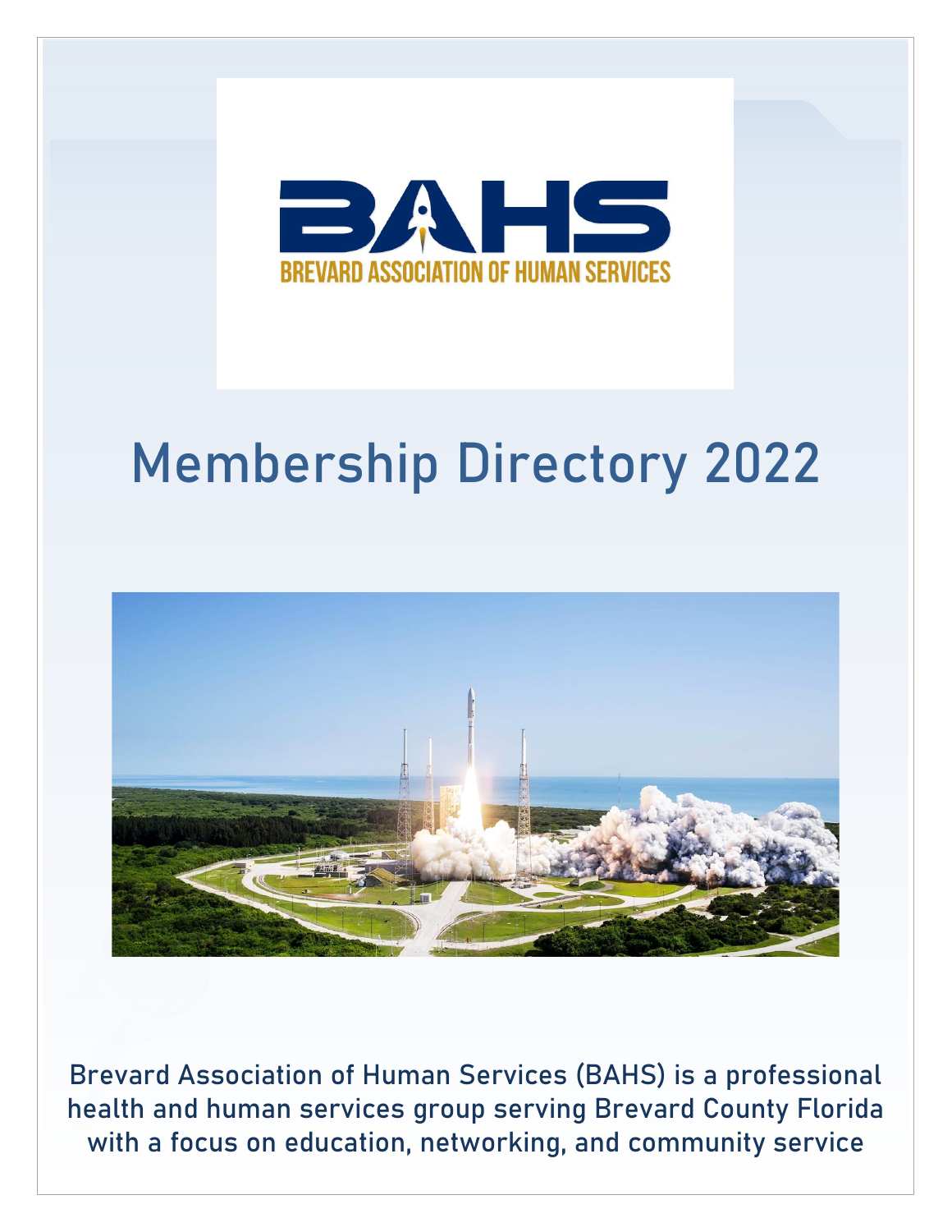BAHS

BREVARD ASSOCIATION OF HUMAN SERVICES

# Membership Directory 2022

Brevard Association of Human Services (BAHS) is a professional health and human services group serving Brevard County Florida with a focus on education, networking, and community service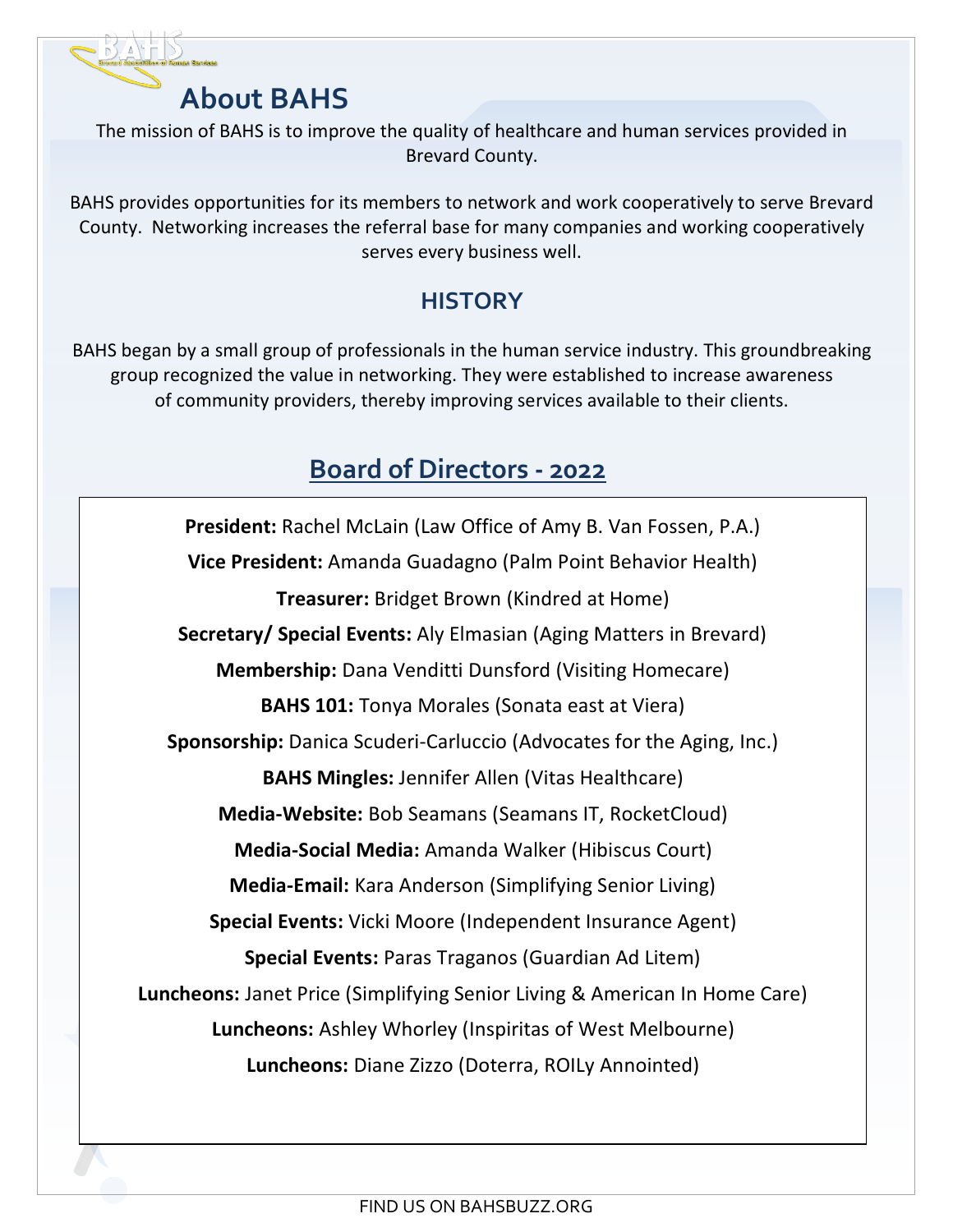## About BAHS

The mission of BAHS is to improve the quality of healthcare and human services provided in Brevard County.

BAHS provides opportunities for its members to network and work cooperatively to serve Brevard County. Networking increases the referral base for many companies and working cooperatively serves every business well.

### HISTORY

BAHS began by a small group of professionals in the human service industry. This groundbreaking group recognized the value in networking. They were established to increase awareness of community providers, thereby improving services available to their clients.

## Board of Directors - 2022

**President:** Rachel McLain (Law Office of Amy B. Van Fossen, P.A.)

**Vice President:** Amanda Guadagno (Palm Point Behavior Health)

**Treasurer:** Bridget Brown (Kindred at Home)

**Secretary/ Special Events:** Aly Elmasian (Aging Matters in Brevard)

**Membership:** Dana Venditti Dunsford (Visiting Homecare)

**BAHS 101:** Tonya Morales (Sonata east at Viera)

**Sponsorship:** Danica Scuderi-Carluccio (Advocates for the Aging, Inc.)

**BAHS Mingles:** Jennifer Allen (Vitas Healthcare)

**Media-Website:** Bob Seamans (Seamans IT, RocketCloud)

**Media-Social Media:** Amanda Walker (Hibiscus Court)

**Media-Email:** Kara Anderson (Simplifying Senior Living)

**Special Events:** Vicki Moore (Independent Insurance Agent)

**Special Events:** Paras Traganos (Guardian Ad Litem)

**Luncheons:** Janet Price (Simplifying Senior Living & American In Home Care)

**Luncheons:** Ashley Whorley (Inspiritas of West Melbourne)

**Luncheons:** Diane Zizzo (Doterra, ROILy Annointed)

FIND US ON BAHSBUZZ.ORG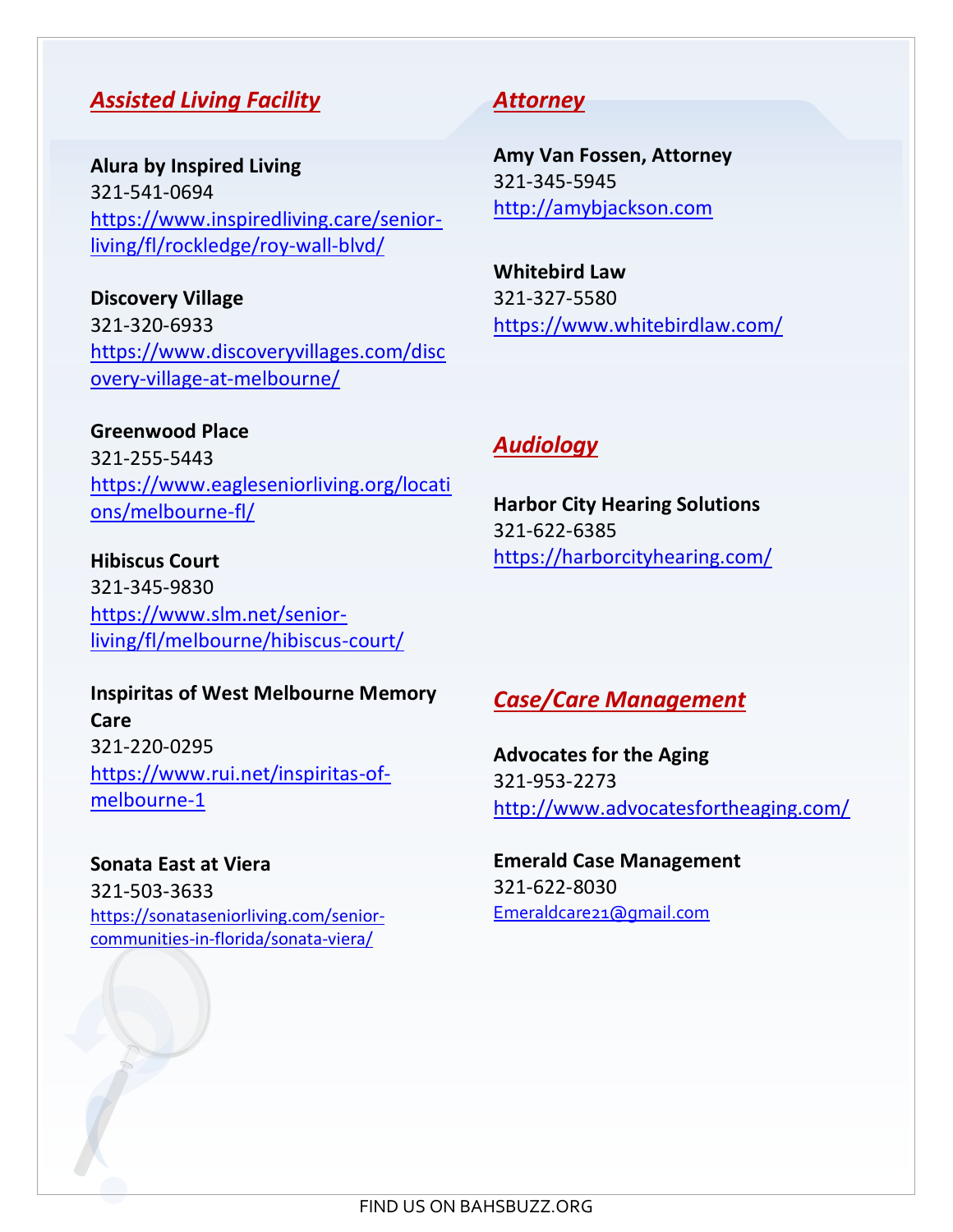## ***Assisted Living Facility***

**Alura by Inspired Living**
321-541-0694
https://www.inspiredliving.care/senior-living/fl/rockledge/roy-wall-blvd/

**Discovery Village**
321-320-6933
https://www.discoveryvillages.com/discovery-village-at-melbourne/

**Greenwood Place**
321-255-5443
https://www.eagleseniorliving.org/locations/melbourne-fl/

**Hibiscus Court**
321-345-9830
https://www.slm.net/senior-living/fl/melbourne/hibiscus-court/

**Inspiritas of West Melbourne Memory Care**
321-220-0295
https://www.rui.net/inspiritas-of-melbourne-1

**Sonata East at Viera**
321-503-3633
https://sonataseniorliving.com/senior-communities-in-florida/sonata-viera/

## ***Attorney***

**Amy Van Fossen, Attorney**
321-345-5945
http://amybjackson.com

**Whitebird Law**
321-327-5580
https://www.whitebirdlaw.com/

## ***Audiology***

**Harbor City Hearing Solutions**
321-622-6385
https://harborcityhearing.com/

## ***Case/Care Management***

**Advocates for the Aging**
321-953-2273
http://www.advocatesfortheaging.com/

**Emerald Case Management**
321-622-8030
Emeraldcare21@gmail.com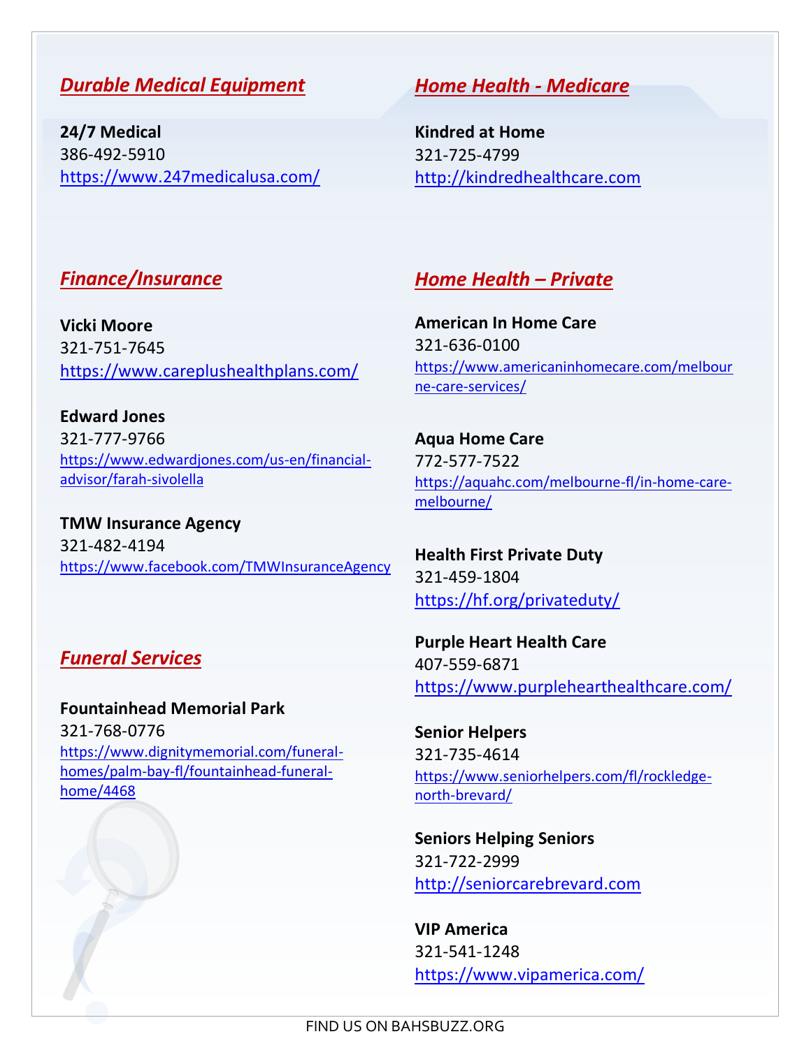## *Durable Medical Equipment*

**24/7 Medical**
386-492-5910
https://www.247medicalusa.com/

## *Finance/Insurance*

**Vicki Moore**
321-751-7645
https://www.careplushealthplans.com/

**Edward Jones**
321-777-9766
https://www.edwardjones.com/us-en/financial-advisor/farah-sivolella

**TMW Insurance Agency**
321-482-4194
https://www.facebook.com/TMWInsuranceAgency

## *Funeral Services*

**Fountainhead Memorial Park**
321-768-0776
https://www.dignitymemorial.com/funeral-homes/palm-bay-fl/fountainhead-funeral-home/4468

## *Home Health - Medicare*

**Kindred at Home**
321-725-4799
http://kindredhealthcare.com

## *Home Health – Private*

**American In Home Care**
321-636-0100
https://www.americaninhomecare.com/melbourne-care-services/

**Aqua Home Care**
772-577-7522
https://aquahc.com/melbourne-fl/in-home-care-melbourne/

**Health First Private Duty**
321-459-1804
https://hf.org/privateduty/

**Purple Heart Health Care**
407-559-6871
https://www.purplehearthealthcare.com/

**Senior Helpers**
321-735-4614
https://www.seniorhelpers.com/fl/rockledge-north-brevard/

**Seniors Helping Seniors**
321-722-2999
http://seniorcarebrevard.com

**VIP America**
321-541-1248
https://www.vipamerica.com/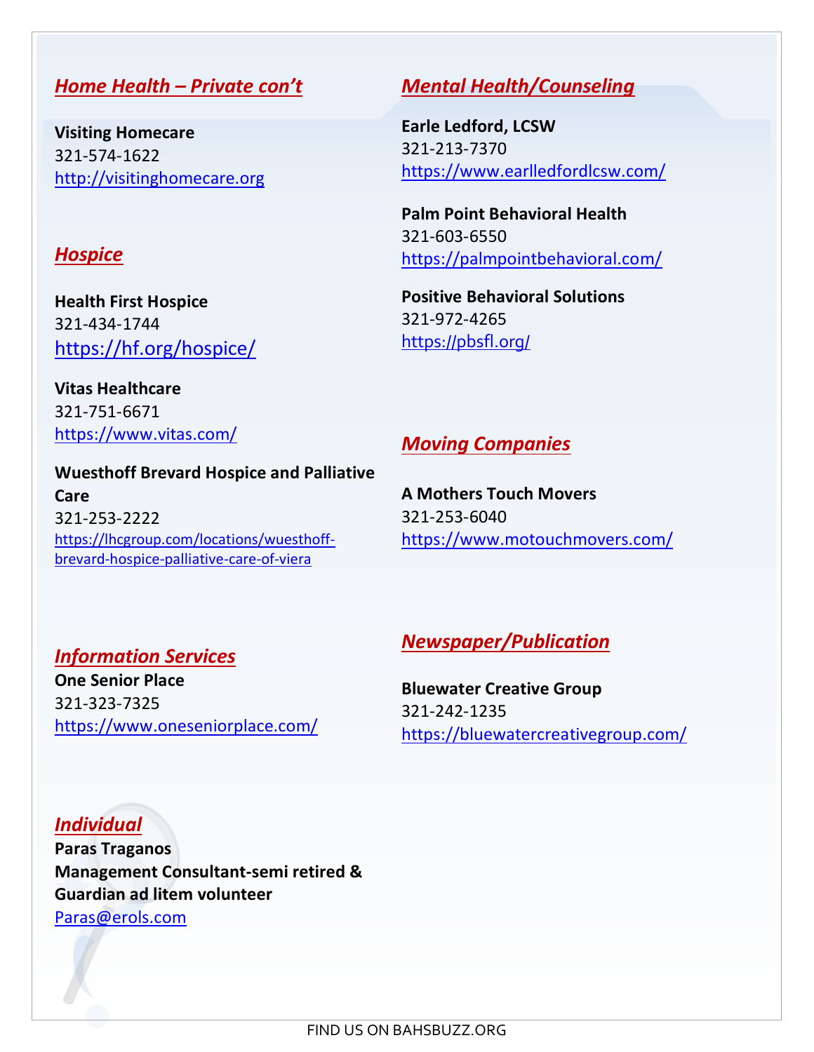## *Home Health – Private con't*

**Visiting Homecare**
321-574-1622
http://visitinghomecare.org

## *Hospice*

**Health First Hospice**
321-434-1744
https://hf.org/hospice/

**Vitas Healthcare**
321-751-6671
https://www.vitas.com/

**Wuesthoff Brevard Hospice and Palliative Care**
321-253-2222
https://lhcgroup.com/locations/wuesthoff-brevard-hospice-palliative-care-of-viera

## *Information Services*

**One Senior Place**
321-323-7325
https://www.oneseniorplace.com/

## *Individual*

**Paras Traganos**
**Management Consultant-semi retired & Guardian ad litem volunteer**
Paras@erols.com

## *Mental Health/Counseling*

**Earle Ledford, LCSW**
321-213-7370
https://www.earlledfordlcsw.com/

**Palm Point Behavioral Health**
321-603-6550
https://palmpointbehavioral.com/

**Positive Behavioral Solutions**
321-972-4265
https://pbsfl.org/

## *Moving Companies*

**A Mothers Touch Movers**
321-253-6040
https://www.motouchmovers.com/

## *Newspaper/Publication*

**Bluewater Creative Group**
321-242-1235
https://bluewatercreativegroup.com/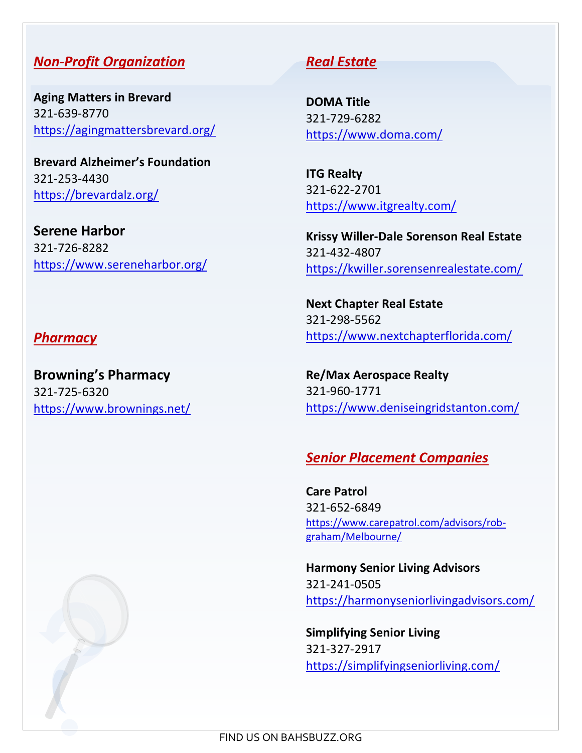## ***Non-Profit Organization***

**Aging Matters in Brevard**
321-639-8770
https://agingmattersbrevard.org/

**Brevard Alzheimer's Foundation**
321-253-4430
https://brevardalz.org/

**Serene Harbor**
321-726-8282
https://www.sereneharbor.org/

## ***Pharmacy***

**Browning's Pharmacy**
321-725-6320
https://www.brownings.net/

## ***Real Estate***

**DOMA Title**
321-729-6282
https://www.doma.com/

**ITG Realty**
321-622-2701
https://www.itgrealty.com/

**Krissy Willer-Dale Sorenson Real Estate**
321-432-4807
https://kwiller.sorensenrealestate.com/

**Next Chapter Real Estate**
321-298-5562
https://www.nextchapterflorida.com/

**Re/Max Aerospace Realty**
321-960-1771
https://www.deniseingridstanton.com/

## ***Senior Placement Companies***

**Care Patrol**
321-652-6849
https://www.carepatrol.com/advisors/rob-graham/Melbourne/

**Harmony Senior Living Advisors**
321-241-0505
https://harmonyseniorlivingadvisors.com/

**Simplifying Senior Living**
321-327-2917
https://simplifyingseniorliving.com/

FIND US ON BAHSBUZZ.ORG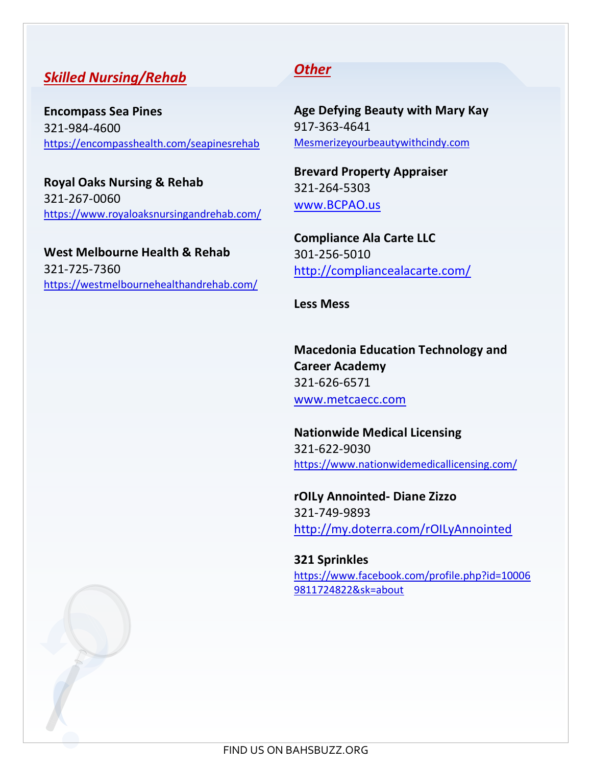## *Skilled Nursing/Rehab*

**Encompass Sea Pines**
321-984-4600
https://encompasshealth.com/seapinesrehab

**Royal Oaks Nursing & Rehab**
321-267-0060
https://www.royaloaksnursingandrehab.com/

**West Melbourne Health & Rehab**
321-725-7360
https://westmelbournehealthandrehab.com/

## *Other*

**Age Defying Beauty with Mary Kay**
917-363-4641
Mesmerizeyourbeautywithcindy.com

**Brevard Property Appraiser**
321-264-5303
www.BCPAO.us

**Compliance Ala Carte LLC**
301-256-5010
http://compliancealacarte.com/

**Less Mess**

**Macedonia Education Technology and Career Academy**
321-626-6571
www.metcaecc.com

**Nationwide Medical Licensing**
321-622-9030
https://www.nationwidemedicallicensing.com/

**rOILy Annointed- Diane Zizzo**
321-749-9893
http://my.doterra.com/rOILyAnnointed

**321 Sprinkles**
https://www.facebook.com/profile.php?id=100069811724822&sk=about

FIND US ON BAHSBUZZ.ORG